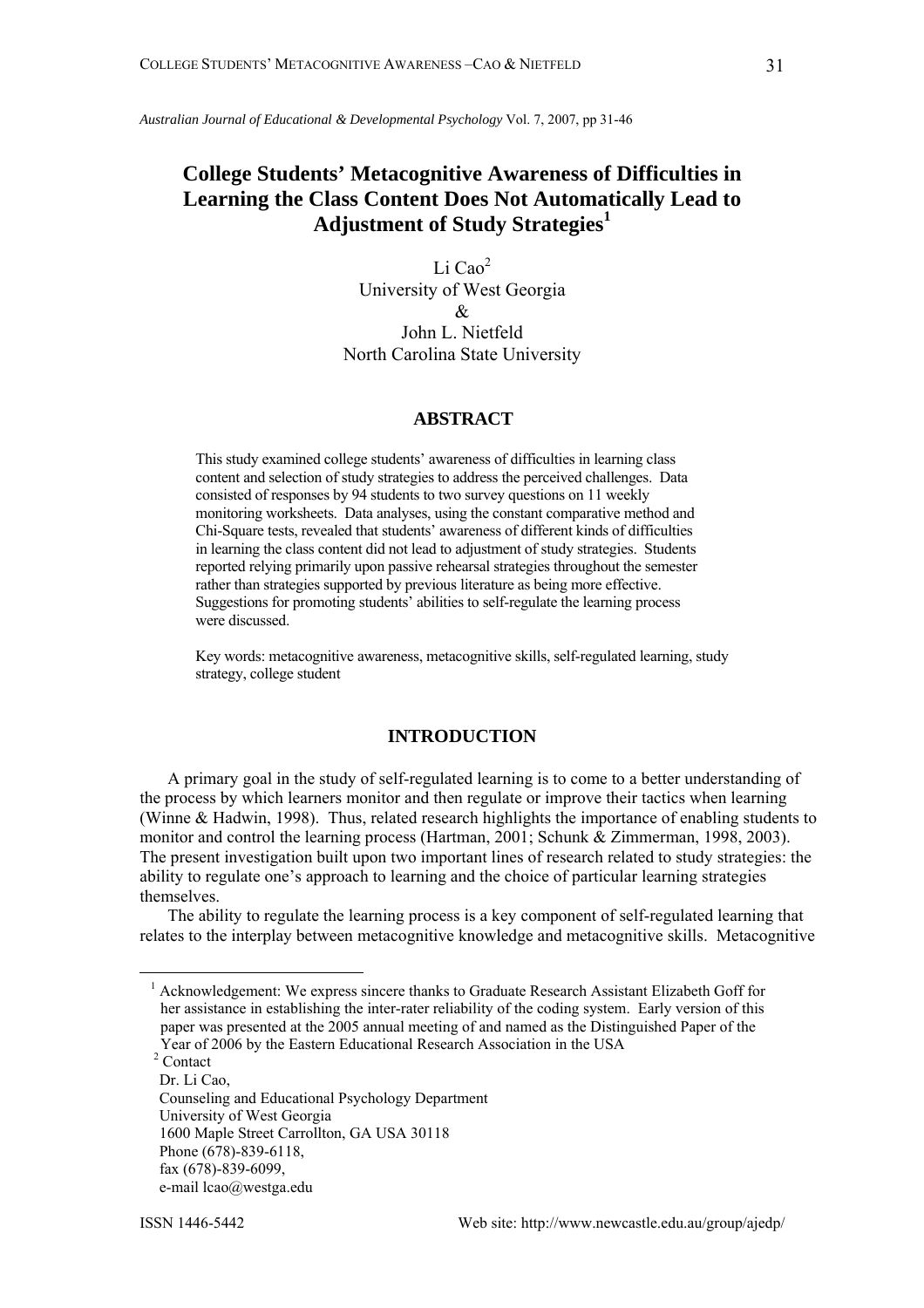*Australian Journal of Educational & Developmental Psychology* Vol. 7, 2007, pp 31-46

# College Students' Metacognitive Awareness of Difficulties in Learning the Class Content Does Not Automatically Lead to Adjustment of Study Strategies[1]

Li Cao[2]
University of West Georgia
&
John L. Nietfeld
North Carolina State University

## ABSTRACT

This study examined college students' awareness of difficulties in learning class content and selection of study strategies to address the perceived challenges. Data consisted of responses by 94 students to two survey questions on 11 weekly monitoring worksheets. Data analyses, using the constant comparative method and Chi-Square tests, revealed that students' awareness of different kinds of difficulties in learning the class content did not lead to adjustment of study strategies. Students reported relying primarily upon passive rehearsal strategies throughout the semester rather than strategies supported by previous literature as being more effective. Suggestions for promoting students' abilities to self-regulate the learning process were discussed.

Key words: metacognitive awareness, metacognitive skills, self-regulated learning, study strategy, college student

## INTRODUCTION

A primary goal in the study of self-regulated learning is to come to a better understanding of the process by which learners monitor and then regulate or improve their tactics when learning (Winne & Hadwin, 1998). Thus, related research highlights the importance of enabling students to monitor and control the learning process (Hartman, 2001; Schunk & Zimmerman, 1998, 2003). The present investigation built upon two important lines of research related to study strategies: the ability to regulate one's approach to learning and the choice of particular learning strategies themselves.

The ability to regulate the learning process is a key component of self-regulated learning that relates to the interplay between metacognitive knowledge and metacognitive skills. Metacognitive

---

[1] Acknowledgement: We express sincere thanks to Graduate Research Assistant Elizabeth Goff for her assistance in establishing the inter-rater reliability of the coding system. Early version of this paper was presented at the 2005 annual meeting of and named as the Distinguished Paper of the Year of 2006 by the Eastern Educational Research Association in the USA

[2] Contact
Dr. Li Cao,
Counseling and Educational Psychology Department
University of West Georgia
1600 Maple Street Carrollton, GA USA 30118
Phone (678)-839-6118,
fax (678)-839-6099,
e-mail lcao@westga.edu

ISSN 1446-5442 Web site: http://www.newcastle.edu.au/group/ajedp/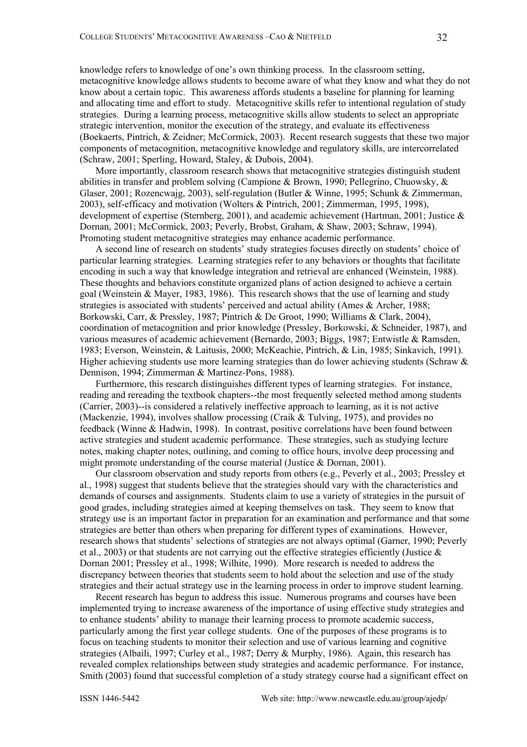knowledge refers to knowledge of one's own thinking process. In the classroom setting, metacognitive knowledge allows students to become aware of what they know and what they do not know about a certain topic. This awareness affords students a baseline for planning for learning and allocating time and effort to study. Metacognitive skills refer to intentional regulation of study strategies. During a learning process, metacognitive skills allow students to select an appropriate strategic intervention, monitor the execution of the strategy, and evaluate its effectiveness (Boekaerts, Pintrich, & Zeidner; McCormick, 2003). Recent research suggests that these two major components of metacognition, metacognitive knowledge and regulatory skills, are intercorrelated (Schraw, 2001; Sperling, Howard, Staley, & Dubois, 2004).

More importantly, classroom research shows that metacognitive strategies distinguish student abilities in transfer and problem solving (Campione & Brown, 1990; Pellegrino, Chuowsky, & Glaser, 2001; Rozencwajg, 2003), self-regulation (Butler & Winne, 1995; Schunk & Zimmerman, 2003), self-efficacy and motivation (Wolters & Pintrich, 2001; Zimmerman, 1995, 1998), development of expertise (Sternberg, 2001), and academic achievement (Hartman, 2001; Justice & Dornan, 2001; McCormick, 2003; Peverly, Brobst, Graham, & Shaw, 2003; Schraw, 1994). Promoting student metacognitive strategies may enhance academic performance.

A second line of research on students' study strategies focuses directly on students' choice of particular learning strategies. Learning strategies refer to any behaviors or thoughts that facilitate encoding in such a way that knowledge integration and retrieval are enhanced (Weinstein, 1988). These thoughts and behaviors constitute organized plans of action designed to achieve a certain goal (Weinstein & Mayer, 1983, 1986). This research shows that the use of learning and study strategies is associated with students' perceived and actual ability (Ames & Archer, 1988; Borkowski, Carr, & Pressley, 1987; Pintrich & De Groot, 1990; Williams & Clark, 2004), coordination of metacognition and prior knowledge (Pressley, Borkowski, & Schneider, 1987), and various measures of academic achievement (Bernardo, 2003; Biggs, 1987; Entwistle & Ramsden, 1983; Everson, Weinstein, & Laitusis, 2000; McKeachie, Pintrich, & Lin, 1985; Sinkavich, 1991). Higher achieving students use more learning strategies than do lower achieving students (Schraw & Dennison, 1994; Zimmerman & Martinez-Pons, 1988).

Furthermore, this research distinguishes different types of learning strategies. For instance, reading and rereading the textbook chapters--the most frequently selected method among students (Carrier, 2003)--is considered a relatively ineffective approach to learning, as it is not active (Mackenzie, 1994), involves shallow processing (Craik & Tulving, 1975), and provides no feedback (Winne & Hadwin, 1998). In contrast, positive correlations have been found between active strategies and student academic performance. These strategies, such as studying lecture notes, making chapter notes, outlining, and coming to office hours, involve deep processing and might promote understanding of the course material (Justice & Dornan, 2001).

Our classroom observation and study reports from others (e.g., Peverly et al., 2003; Pressley et al., 1998) suggest that students believe that the strategies should vary with the characteristics and demands of courses and assignments. Students claim to use a variety of strategies in the pursuit of good grades, including strategies aimed at keeping themselves on task. They seem to know that strategy use is an important factor in preparation for an examination and performance and that some strategies are better than others when preparing for different types of examinations. However, research shows that students' selections of strategies are not always optimal (Garner, 1990; Peverly et al., 2003) or that students are not carrying out the effective strategies efficiently (Justice & Dornan 2001; Pressley et al., 1998; Wilhite, 1990). More research is needed to address the discrepancy between theories that students seem to hold about the selection and use of the study strategies and their actual strategy use in the learning process in order to improve student learning.

Recent research has begun to address this issue. Numerous programs and courses have been implemented trying to increase awareness of the importance of using effective study strategies and to enhance students' ability to manage their learning process to promote academic success, particularly among the first year college students. One of the purposes of these programs is to focus on teaching students to monitor their selection and use of various learning and cognitive strategies (Albaili, 1997; Curley et al., 1987; Derry & Murphy, 1986). Again, this research has revealed complex relationships between study strategies and academic performance. For instance, Smith (2003) found that successful completion of a study strategy course had a significant effect on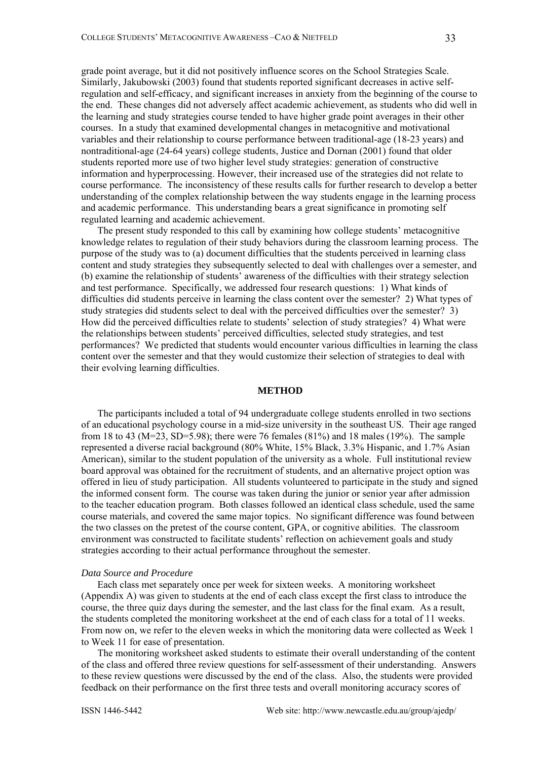grade point average, but it did not positively influence scores on the School Strategies Scale. Similarly, Jakubowski (2003) found that students reported significant decreases in active self-regulation and self-efficacy, and significant increases in anxiety from the beginning of the course to the end. These changes did not adversely affect academic achievement, as students who did well in the learning and study strategies course tended to have higher grade point averages in their other courses. In a study that examined developmental changes in metacognitive and motivational variables and their relationship to course performance between traditional-age (18-23 years) and nontraditional-age (24-64 years) college students, Justice and Dornan (2001) found that older students reported more use of two higher level study strategies: generation of constructive information and hyperprocessing. However, their increased use of the strategies did not relate to course performance. The inconsistency of these results calls for further research to develop a better understanding of the complex relationship between the way students engage in the learning process and academic performance. This understanding bears a great significance in promoting self regulated learning and academic achievement.

The present study responded to this call by examining how college students' metacognitive knowledge relates to regulation of their study behaviors during the classroom learning process. The purpose of the study was to (a) document difficulties that the students perceived in learning class content and study strategies they subsequently selected to deal with challenges over a semester, and (b) examine the relationship of students' awareness of the difficulties with their strategy selection and test performance. Specifically, we addressed four research questions: 1) What kinds of difficulties did students perceive in learning the class content over the semester? 2) What types of study strategies did students select to deal with the perceived difficulties over the semester? 3) How did the perceived difficulties relate to students' selection of study strategies? 4) What were the relationships between students' perceived difficulties, selected study strategies, and test performances? We predicted that students would encounter various difficulties in learning the class content over the semester and that they would customize their selection of strategies to deal with their evolving learning difficulties.

## METHOD

The participants included a total of 94 undergraduate college students enrolled in two sections of an educational psychology course in a mid-size university in the southeast US. Their age ranged from 18 to 43 (M=23, SD=5.98); there were 76 females (81%) and 18 males (19%). The sample represented a diverse racial background (80% White, 15% Black, 3.3% Hispanic, and 1.7% Asian American), similar to the student population of the university as a whole. Full institutional review board approval was obtained for the recruitment of students, and an alternative project option was offered in lieu of study participation. All students volunteered to participate in the study and signed the informed consent form. The course was taken during the junior or senior year after admission to the teacher education program. Both classes followed an identical class schedule, used the same course materials, and covered the same major topics. No significant difference was found between the two classes on the pretest of the course content, GPA, or cognitive abilities. The classroom environment was constructed to facilitate students' reflection on achievement goals and study strategies according to their actual performance throughout the semester.

### *Data Source and Procedure*

Each class met separately once per week for sixteen weeks. A monitoring worksheet (Appendix A) was given to students at the end of each class except the first class to introduce the course, the three quiz days during the semester, and the last class for the final exam. As a result, the students completed the monitoring worksheet at the end of each class for a total of 11 weeks. From now on, we refer to the eleven weeks in which the monitoring data were collected as Week 1 to Week 11 for ease of presentation.

The monitoring worksheet asked students to estimate their overall understanding of the content of the class and offered three review questions for self-assessment of their understanding. Answers to these review questions were discussed by the end of the class. Also, the students were provided feedback on their performance on the first three tests and overall monitoring accuracy scores of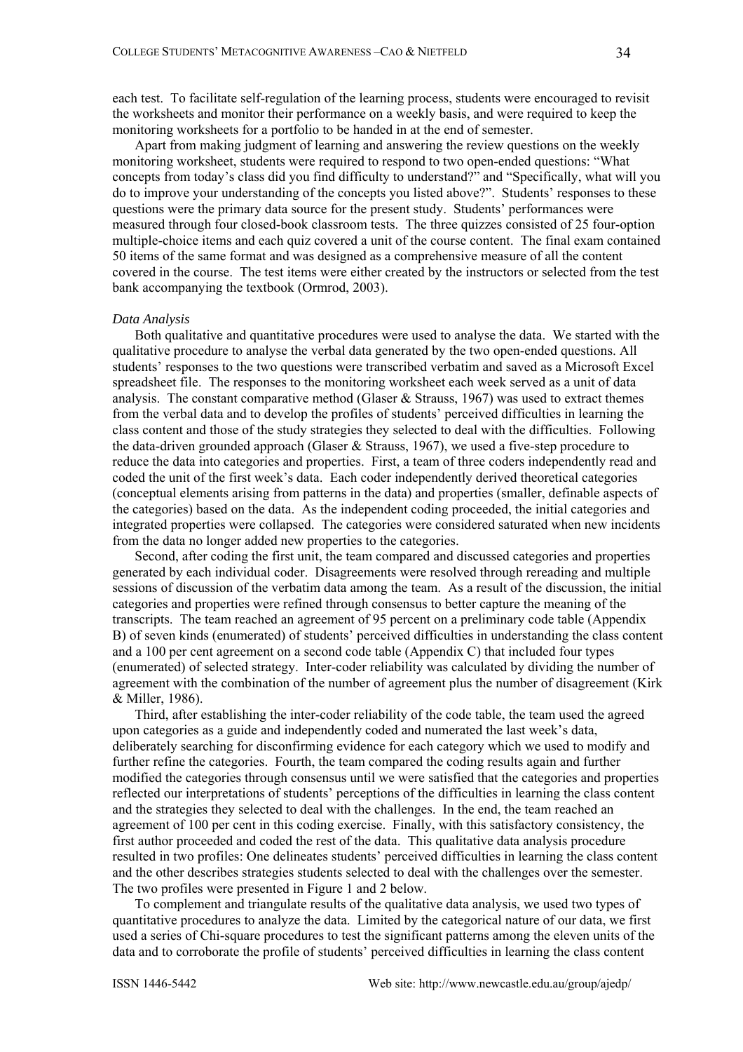each test. To facilitate self-regulation of the learning process, students were encouraged to revisit the worksheets and monitor their performance on a weekly basis, and were required to keep the monitoring worksheets for a portfolio to be handed in at the end of semester.

Apart from making judgment of learning and answering the review questions on the weekly monitoring worksheet, students were required to respond to two open-ended questions: "What concepts from today's class did you find difficulty to understand?" and "Specifically, what will you do to improve your understanding of the concepts you listed above?". Students' responses to these questions were the primary data source for the present study. Students' performances were measured through four closed-book classroom tests. The three quizzes consisted of 25 four-option multiple-choice items and each quiz covered a unit of the course content. The final exam contained 50 items of the same format and was designed as a comprehensive measure of all the content covered in the course. The test items were either created by the instructors or selected from the test bank accompanying the textbook (Ormrod, 2003).

*Data Analysis*

Both qualitative and quantitative procedures were used to analyse the data. We started with the qualitative procedure to analyse the verbal data generated by the two open-ended questions. All students' responses to the two questions were transcribed verbatim and saved as a Microsoft Excel spreadsheet file. The responses to the monitoring worksheet each week served as a unit of data analysis. The constant comparative method (Glaser & Strauss, 1967) was used to extract themes from the verbal data and to develop the profiles of students' perceived difficulties in learning the class content and those of the study strategies they selected to deal with the difficulties. Following the data-driven grounded approach (Glaser & Strauss, 1967), we used a five-step procedure to reduce the data into categories and properties. First, a team of three coders independently read and coded the unit of the first week's data. Each coder independently derived theoretical categories (conceptual elements arising from patterns in the data) and properties (smaller, definable aspects of the categories) based on the data. As the independent coding proceeded, the initial categories and integrated properties were collapsed. The categories were considered saturated when new incidents from the data no longer added new properties to the categories.

Second, after coding the first unit, the team compared and discussed categories and properties generated by each individual coder. Disagreements were resolved through rereading and multiple sessions of discussion of the verbatim data among the team. As a result of the discussion, the initial categories and properties were refined through consensus to better capture the meaning of the transcripts. The team reached an agreement of 95 percent on a preliminary code table (Appendix B) of seven kinds (enumerated) of students' perceived difficulties in understanding the class content and a 100 per cent agreement on a second code table (Appendix C) that included four types (enumerated) of selected strategy. Inter-coder reliability was calculated by dividing the number of agreement with the combination of the number of agreement plus the number of disagreement (Kirk & Miller, 1986).

Third, after establishing the inter-coder reliability of the code table, the team used the agreed upon categories as a guide and independently coded and numerated the last week's data, deliberately searching for disconfirming evidence for each category which we used to modify and further refine the categories. Fourth, the team compared the coding results again and further modified the categories through consensus until we were satisfied that the categories and properties reflected our interpretations of students' perceptions of the difficulties in learning the class content and the strategies they selected to deal with the challenges. In the end, the team reached an agreement of 100 per cent in this coding exercise. Finally, with this satisfactory consistency, the first author proceeded and coded the rest of the data. This qualitative data analysis procedure resulted in two profiles: One delineates students' perceived difficulties in learning the class content and the other describes strategies students selected to deal with the challenges over the semester. The two profiles were presented in Figure 1 and 2 below.

To complement and triangulate results of the qualitative data analysis, we used two types of quantitative procedures to analyze the data. Limited by the categorical nature of our data, we first used a series of Chi-square procedures to test the significant patterns among the eleven units of the data and to corroborate the profile of students' perceived difficulties in learning the class content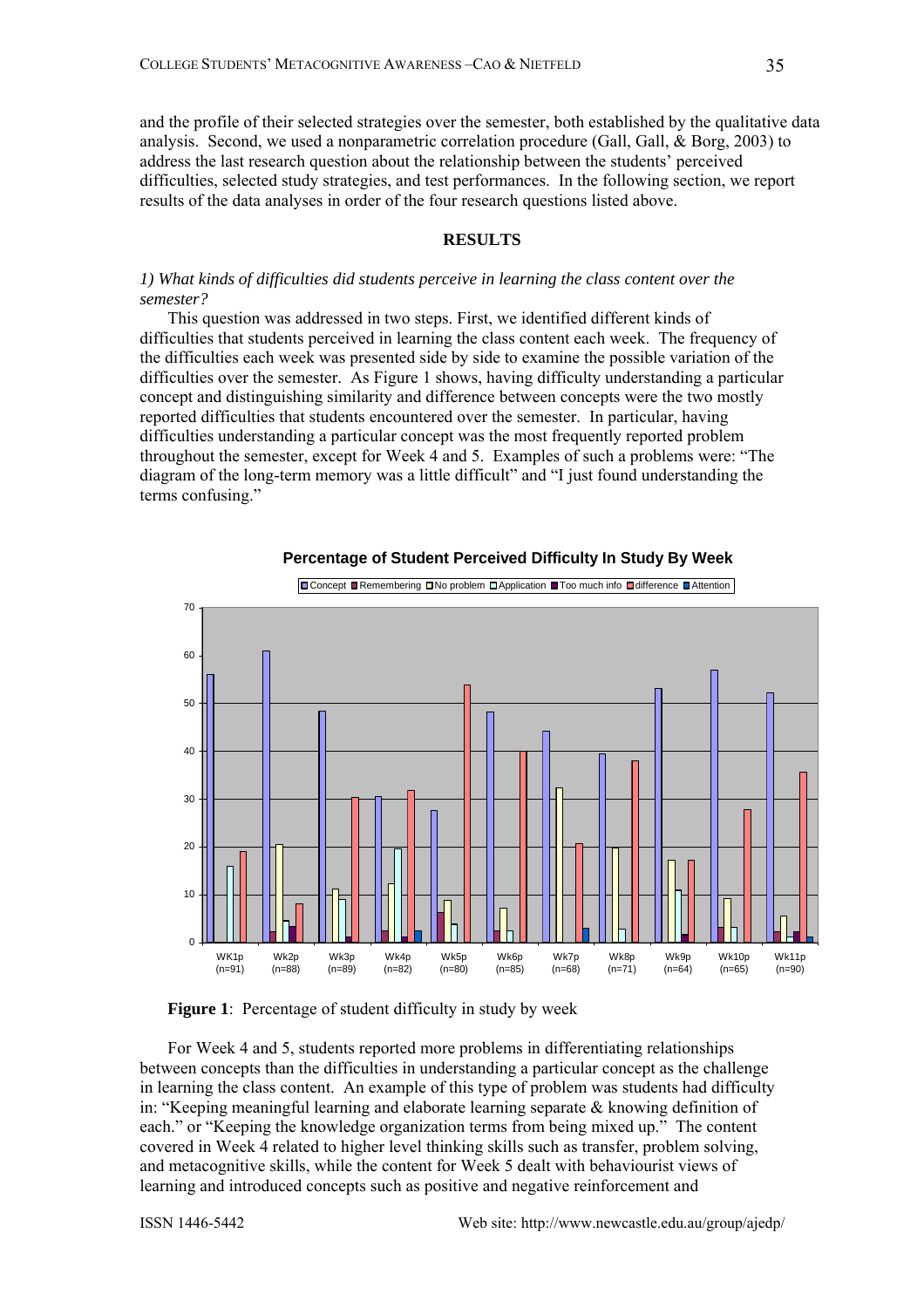and the profile of their selected strategies over the semester, both established by the qualitative data analysis. Second, we used a nonparametric correlation procedure (Gall, Gall, & Borg, 2003) to address the last research question about the relationship between the students' perceived difficulties, selected study strategies, and test performances. In the following section, we report results of the data analyses in order of the four research questions listed above.

## RESULTS

*1) What kinds of difficulties did students perceive in learning the class content over the semester?*

This question was addressed in two steps. First, we identified different kinds of difficulties that students perceived in learning the class content each week. The frequency of the difficulties each week was presented side by side to examine the possible variation of the difficulties over the semester. As Figure 1 shows, having difficulty understanding a particular concept and distinguishing similarity and difference between concepts were the two mostly reported difficulties that students encountered over the semester. In particular, having difficulties understanding a particular concept was the most frequently reported problem throughout the semester, except for Week 4 and 5. Examples of such a problems were: "The diagram of the long-term memory was a little difficult" and "I just found understanding the terms confusing."

**Percentage of Student Perceived Difficulty In Study By Week**

Concept | Remembering | No problem | Application | Too much info | difference | Attention

WK1p (n=91), Wk2p (n=88), Wk3p (n=89), Wk4p (n=82), Wk5p (n=80), Wk6p (n=85), Wk7p (n=68), Wk8p (n=71), Wk9p (n=64), Wk10p (n=65), Wk11p (n=90)

**Figure 1**: Percentage of student difficulty in study by week

For Week 4 and 5, students reported more problems in differentiating relationships between concepts than the difficulties in understanding a particular concept as the challenge in learning the class content. An example of this type of problem was students had difficulty in: "Keeping meaningful learning and elaborate learning separate & knowing definition of each." or "Keeping the knowledge organization terms from being mixed up." The content covered in Week 4 related to higher level thinking skills such as transfer, problem solving, and metacognitive skills, while the content for Week 5 dealt with behaviourist views of learning and introduced concepts such as positive and negative reinforcement and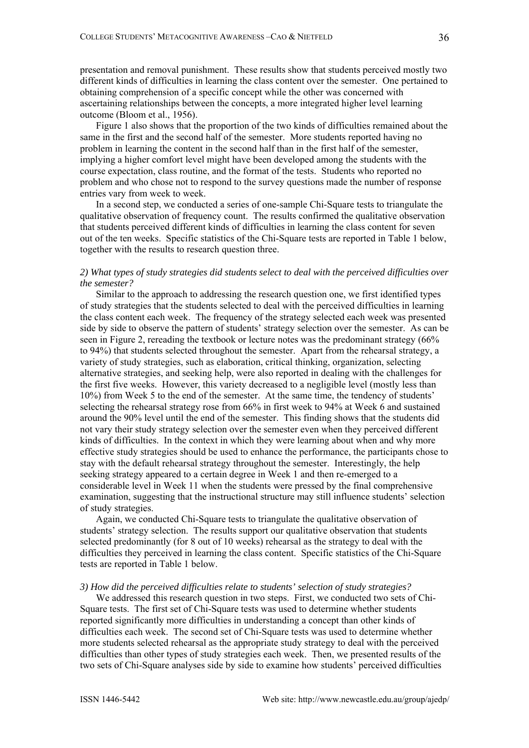presentation and removal punishment. These results show that students perceived mostly two different kinds of difficulties in learning the class content over the semester. One pertained to obtaining comprehension of a specific concept while the other was concerned with ascertaining relationships between the concepts, a more integrated higher level learning outcome (Bloom et al., 1956).

Figure 1 also shows that the proportion of the two kinds of difficulties remained about the same in the first and the second half of the semester. More students reported having no problem in learning the content in the second half than in the first half of the semester, implying a higher comfort level might have been developed among the students with the course expectation, class routine, and the format of the tests. Students who reported no problem and who chose not to respond to the survey questions made the number of response entries vary from week to week.

In a second step, we conducted a series of one-sample Chi-Square tests to triangulate the qualitative observation of frequency count. The results confirmed the qualitative observation that students perceived different kinds of difficulties in learning the class content for seven out of the ten weeks. Specific statistics of the Chi-Square tests are reported in Table 1 below, together with the results to research question three.

*2) What types of study strategies did students select to deal with the perceived difficulties over the semester?*

Similar to the approach to addressing the research question one, we first identified types of study strategies that the students selected to deal with the perceived difficulties in learning the class content each week. The frequency of the strategy selected each week was presented side by side to observe the pattern of students' strategy selection over the semester. As can be seen in Figure 2, rereading the textbook or lecture notes was the predominant strategy (66% to 94%) that students selected throughout the semester. Apart from the rehearsal strategy, a variety of study strategies, such as elaboration, critical thinking, organization, selecting alternative strategies, and seeking help, were also reported in dealing with the challenges for the first five weeks. However, this variety decreased to a negligible level (mostly less than 10%) from Week 5 to the end of the semester. At the same time, the tendency of students' selecting the rehearsal strategy rose from 66% in first week to 94% at Week 6 and sustained around the 90% level until the end of the semester. This finding shows that the students did not vary their study strategy selection over the semester even when they perceived different kinds of difficulties. In the context in which they were learning about when and why more effective study strategies should be used to enhance the performance, the participants chose to stay with the default rehearsal strategy throughout the semester. Interestingly, the help seeking strategy appeared to a certain degree in Week 1 and then re-emerged to a considerable level in Week 11 when the students were pressed by the final comprehensive examination, suggesting that the instructional structure may still influence students' selection of study strategies.

Again, we conducted Chi-Square tests to triangulate the qualitative observation of students' strategy selection. The results support our qualitative observation that students selected predominantly (for 8 out of 10 weeks) rehearsal as the strategy to deal with the difficulties they perceived in learning the class content. Specific statistics of the Chi-Square tests are reported in Table 1 below.

*3) How did the perceived difficulties relate to students' selection of study strategies?*

We addressed this research question in two steps. First, we conducted two sets of Chi-Square tests. The first set of Chi-Square tests was used to determine whether students reported significantly more difficulties in understanding a concept than other kinds of difficulties each week. The second set of Chi-Square tests was used to determine whether more students selected rehearsal as the appropriate study strategy to deal with the perceived difficulties than other types of study strategies each week. Then, we presented results of the two sets of Chi-Square analyses side by side to examine how students' perceived difficulties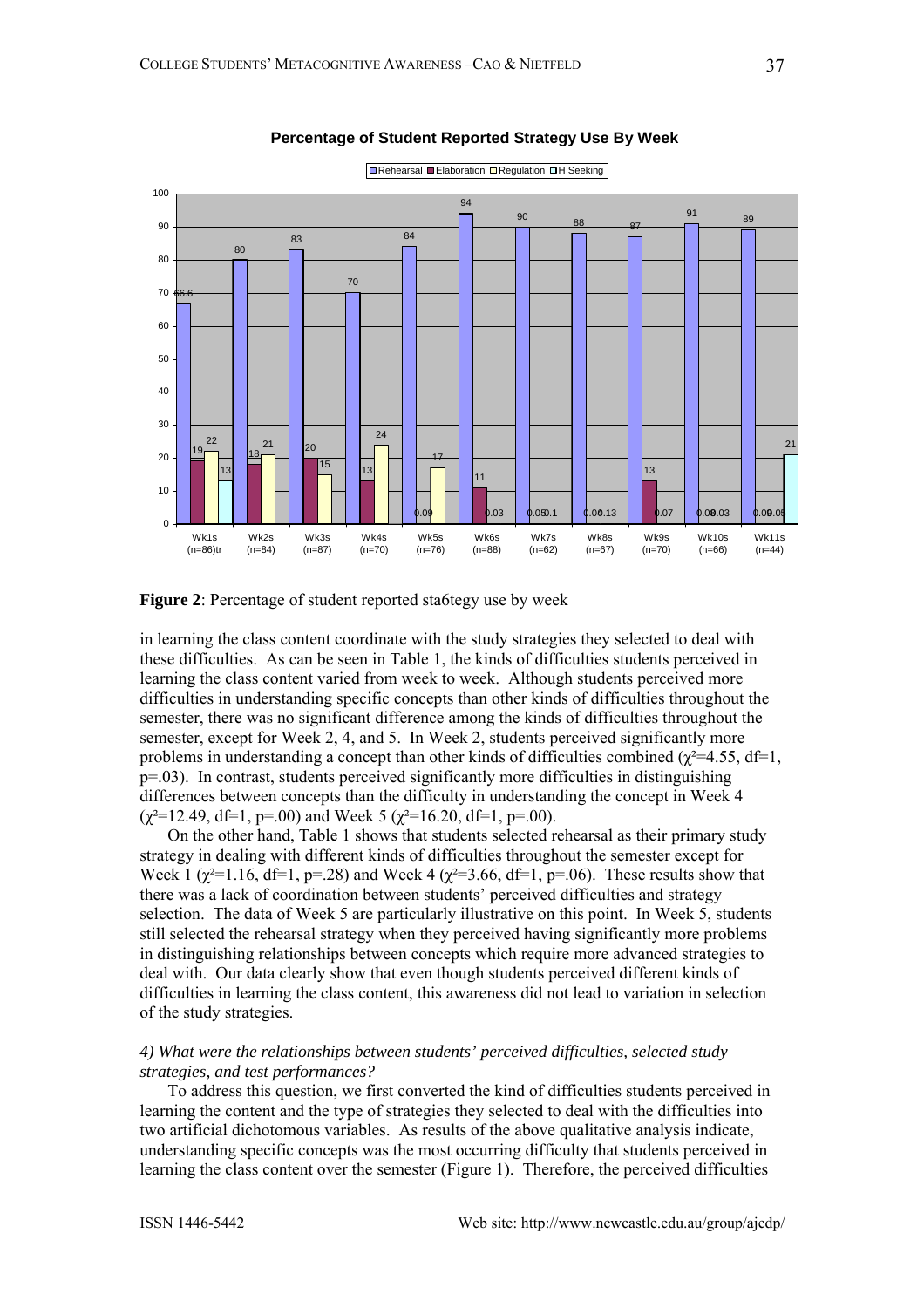**Percentage of Student Reported Strategy Use By Week**

**Figure 2**: Percentage of student reported sta6tegy use by week

in learning the class content coordinate with the study strategies they selected to deal with these difficulties. As can be seen in Table 1, the kinds of difficulties students perceived in learning the class content varied from week to week. Although students perceived more difficulties in understanding specific concepts than other kinds of difficulties throughout the semester, there was no significant difference among the kinds of difficulties throughout the semester, except for Week 2, 4, and 5. In Week 2, students perceived significantly more problems in understanding a concept than other kinds of difficulties combined ($\chi^2$=4.55, df=1, p=.03). In contrast, students perceived significantly more difficulties in distinguishing differences between concepts than the difficulty in understanding the concept in Week 4 ($\chi^2$=12.49, df=1, p=.00) and Week 5 ($\chi^2$=16.20, df=1, p=.00).

On the other hand, Table 1 shows that students selected rehearsal as their primary study strategy in dealing with different kinds of difficulties throughout the semester except for Week 1 ($\chi^2$=1.16, df=1, p=.28) and Week 4 ($\chi^2$=3.66, df=1, p=.06). These results show that there was a lack of coordination between students' perceived difficulties and strategy selection. The data of Week 5 are particularly illustrative on this point. In Week 5, students still selected the rehearsal strategy when they perceived having significantly more problems in distinguishing relationships between concepts which require more advanced strategies to deal with. Our data clearly show that even though students perceived different kinds of difficulties in learning the class content, this awareness did not lead to variation in selection of the study strategies.

*4) What were the relationships between students' perceived difficulties, selected study strategies, and test performances?*

To address this question, we first converted the kind of difficulties students perceived in learning the content and the type of strategies they selected to deal with the difficulties into two artificial dichotomous variables. As results of the above qualitative analysis indicate, understanding specific concepts was the most occurring difficulty that students perceived in learning the class content over the semester (Figure 1). Therefore, the perceived difficulties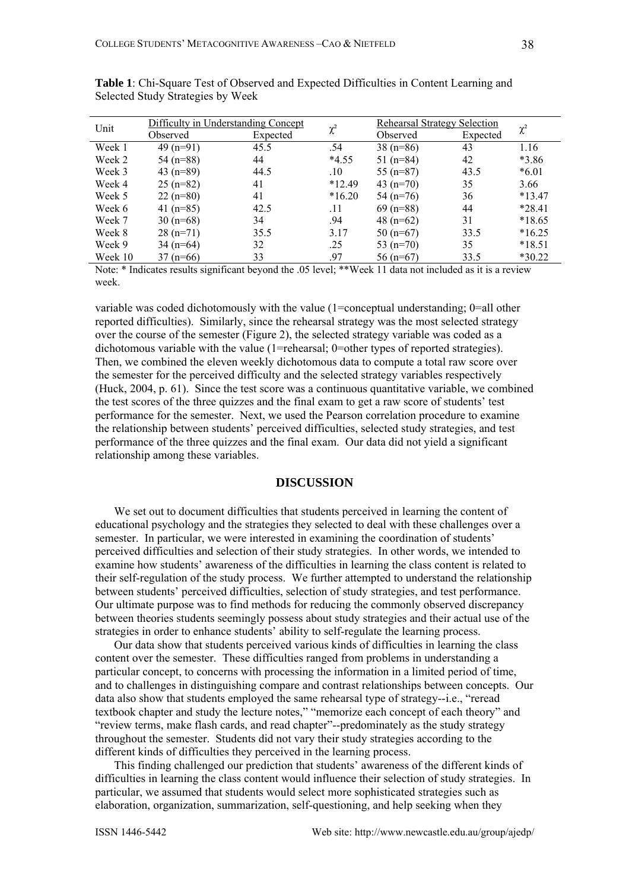**Table 1**: Chi-Square Test of Observed and Expected Difficulties in Content Learning and Selected Study Strategies by Week

| Unit | Difficulty in Understanding Concept | | $\chi^2$ | Rehearsal Strategy Selection | | $\chi^2$ |
|---|---|---|---|---|---|---|
| | Observed | Expected | | Observed | Expected | |
| Week 1 | 49 (n=91) | 45.5 | .54 | 38 (n=86) | 43 | 1.16 |
| Week 2 | 54 (n=88) | 44 | *4.55 | 51 (n=84) | 42 | *3.86 |
| Week 3 | 43 (n=89) | 44.5 | .10 | 55 (n=87) | 43.5 | *6.01 |
| Week 4 | 25 (n=82) | 41 | *12.49 | 43 (n=70) | 35 | 3.66 |
| Week 5 | 22 (n=80) | 41 | *16.20 | 54 (n=76) | 36 | *13.47 |
| Week 6 | 41 (n=85) | 42.5 | .11 | 69 (n=88) | 44 | *28.41 |
| Week 7 | 30 (n=68) | 34 | .94 | 48 (n=62) | 31 | *18.65 |
| Week 8 | 28 (n=71) | 35.5 | 3.17 | 50 (n=67) | 33.5 | *16.25 |
| Week 9 | 34 (n=64) | 32 | .25 | 53 (n=70) | 35 | *18.51 |
| Week 10 | 37 (n=66) | 33 | .97 | 56 (n=67) | 33.5 | *30.22 |

Note: * Indicates results significant beyond the .05 level; **Week 11 data not included as it is a review week.

variable was coded dichotomously with the value (1=conceptual understanding; 0=all other reported difficulties). Similarly, since the rehearsal strategy was the most selected strategy over the course of the semester (Figure 2), the selected strategy variable was coded as a dichotomous variable with the value (1=rehearsal; 0=other types of reported strategies). Then, we combined the eleven weekly dichotomous data to compute a total raw score over the semester for the perceived difficulty and the selected strategy variables respectively (Huck, 2004, p. 61). Since the test score was a continuous quantitative variable, we combined the test scores of the three quizzes and the final exam to get a raw score of students' test performance for the semester. Next, we used the Pearson correlation procedure to examine the relationship between students' perceived difficulties, selected study strategies, and test performance of the three quizzes and the final exam. Our data did not yield a significant relationship among these variables.

## DISCUSSION

We set out to document difficulties that students perceived in learning the content of educational psychology and the strategies they selected to deal with these challenges over a semester. In particular, we were interested in examining the coordination of students' perceived difficulties and selection of their study strategies. In other words, we intended to examine how students' awareness of the difficulties in learning the class content is related to their self-regulation of the study process. We further attempted to understand the relationship between students' perceived difficulties, selection of study strategies, and test performance. Our ultimate purpose was to find methods for reducing the commonly observed discrepancy between theories students seemingly possess about study strategies and their actual use of the strategies in order to enhance students' ability to self-regulate the learning process.

Our data show that students perceived various kinds of difficulties in learning the class content over the semester. These difficulties ranged from problems in understanding a particular concept, to concerns with processing the information in a limited period of time, and to challenges in distinguishing compare and contrast relationships between concepts. Our data also show that students employed the same rehearsal type of strategy--i.e., "reread textbook chapter and study the lecture notes," "memorize each concept of each theory" and "review terms, make flash cards, and read chapter"--predominately as the study strategy throughout the semester. Students did not vary their study strategies according to the different kinds of difficulties they perceived in the learning process.

This finding challenged our prediction that students' awareness of the different kinds of difficulties in learning the class content would influence their selection of study strategies. In particular, we assumed that students would select more sophisticated strategies such as elaboration, organization, summarization, self-questioning, and help seeking when they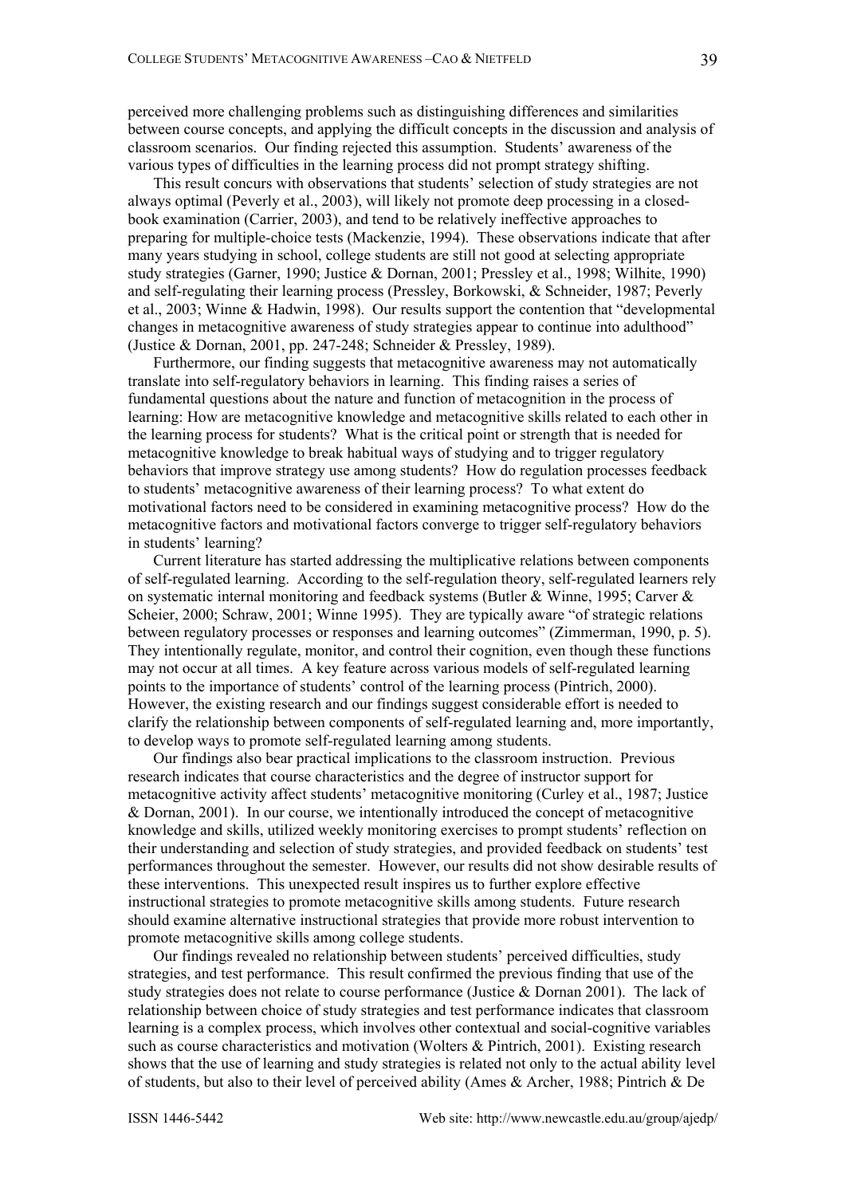perceived more challenging problems such as distinguishing differences and similarities between course concepts, and applying the difficult concepts in the discussion and analysis of classroom scenarios. Our finding rejected this assumption. Students' awareness of the various types of difficulties in the learning process did not prompt strategy shifting.

This result concurs with observations that students' selection of study strategies are not always optimal (Peverly et al., 2003), will likely not promote deep processing in a closed-book examination (Carrier, 2003), and tend to be relatively ineffective approaches to preparing for multiple-choice tests (Mackenzie, 1994). These observations indicate that after many years studying in school, college students are still not good at selecting appropriate study strategies (Garner, 1990; Justice & Dornan, 2001; Pressley et al., 1998; Wilhite, 1990) and self-regulating their learning process (Pressley, Borkowski, & Schneider, 1987; Peverly et al., 2003; Winne & Hadwin, 1998). Our results support the contention that "developmental changes in metacognitive awareness of study strategies appear to continue into adulthood" (Justice & Dornan, 2001, pp. 247-248; Schneider & Pressley, 1989).

Furthermore, our finding suggests that metacognitive awareness may not automatically translate into self-regulatory behaviors in learning. This finding raises a series of fundamental questions about the nature and function of metacognition in the process of learning: How are metacognitive knowledge and metacognitive skills related to each other in the learning process for students? What is the critical point or strength that is needed for metacognitive knowledge to break habitual ways of studying and to trigger regulatory behaviors that improve strategy use among students? How do regulation processes feedback to students' metacognitive awareness of their learning process? To what extent do motivational factors need to be considered in examining metacognitive process? How do the metacognitive factors and motivational factors converge to trigger self-regulatory behaviors in students' learning?

Current literature has started addressing the multiplicative relations between components of self-regulated learning. According to the self-regulation theory, self-regulated learners rely on systematic internal monitoring and feedback systems (Butler & Winne, 1995; Carver & Scheier, 2000; Schraw, 2001; Winne 1995). They are typically aware "of strategic relations between regulatory processes or responses and learning outcomes" (Zimmerman, 1990, p. 5). They intentionally regulate, monitor, and control their cognition, even though these functions may not occur at all times. A key feature across various models of self-regulated learning points to the importance of students' control of the learning process (Pintrich, 2000). However, the existing research and our findings suggest considerable effort is needed to clarify the relationship between components of self-regulated learning and, more importantly, to develop ways to promote self-regulated learning among students.

Our findings also bear practical implications to the classroom instruction. Previous research indicates that course characteristics and the degree of instructor support for metacognitive activity affect students' metacognitive monitoring (Curley et al., 1987; Justice & Dornan, 2001). In our course, we intentionally introduced the concept of metacognitive knowledge and skills, utilized weekly monitoring exercises to prompt students' reflection on their understanding and selection of study strategies, and provided feedback on students' test performances throughout the semester. However, our results did not show desirable results of these interventions. This unexpected result inspires us to further explore effective instructional strategies to promote metacognitive skills among students. Future research should examine alternative instructional strategies that provide more robust intervention to promote metacognitive skills among college students.

Our findings revealed no relationship between students' perceived difficulties, study strategies, and test performance. This result confirmed the previous finding that use of the study strategies does not relate to course performance (Justice & Dornan 2001). The lack of relationship between choice of study strategies and test performance indicates that classroom learning is a complex process, which involves other contextual and social-cognitive variables such as course characteristics and motivation (Wolters & Pintrich, 2001). Existing research shows that the use of learning and study strategies is related not only to the actual ability level of students, but also to their level of perceived ability (Ames & Archer, 1988; Pintrich & De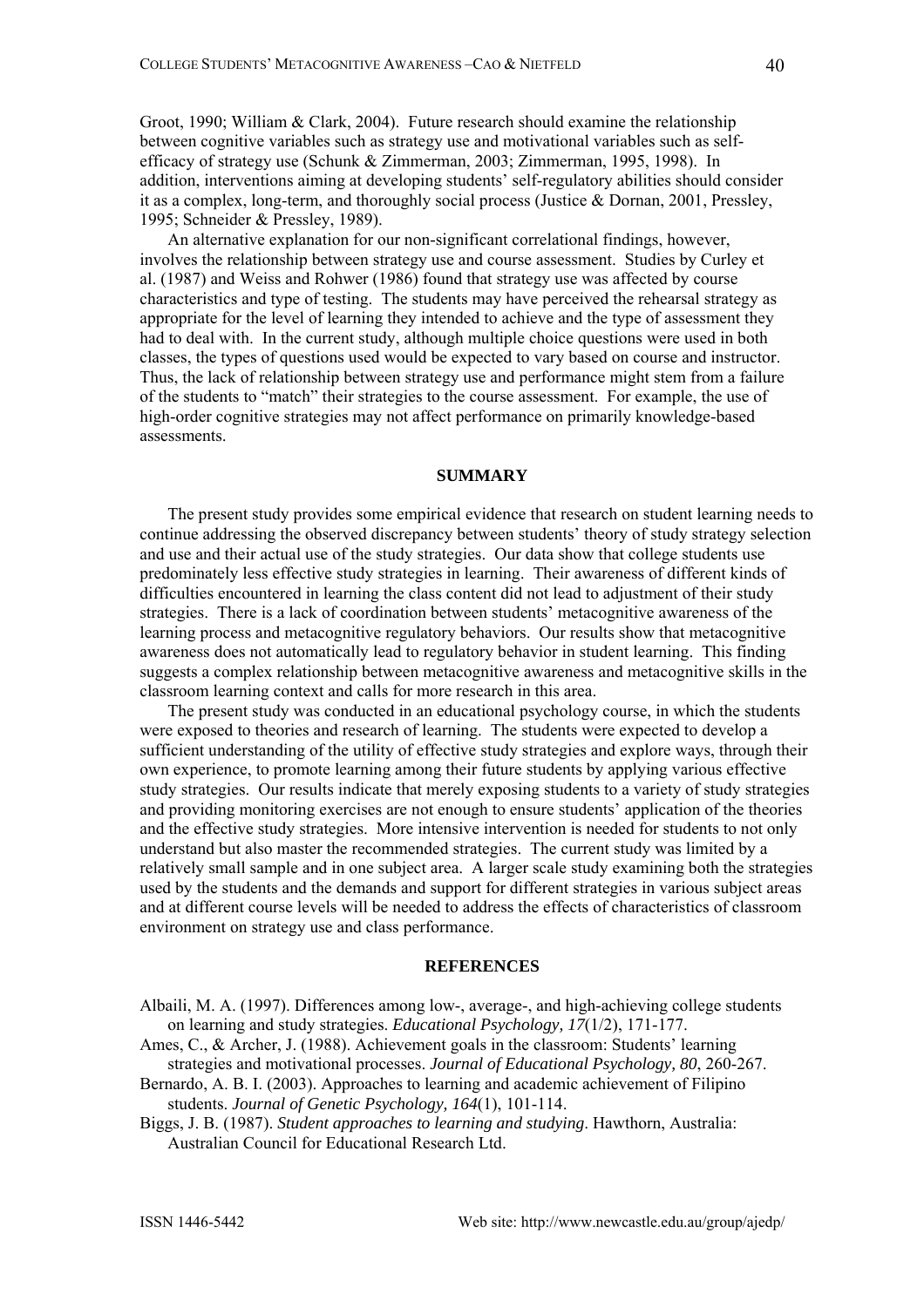Groot, 1990; William & Clark, 2004). Future research should examine the relationship between cognitive variables such as strategy use and motivational variables such as self-efficacy of strategy use (Schunk & Zimmerman, 2003; Zimmerman, 1995, 1998). In addition, interventions aiming at developing students' self-regulatory abilities should consider it as a complex, long-term, and thoroughly social process (Justice & Dornan, 2001, Pressley, 1995; Schneider & Pressley, 1989).

An alternative explanation for our non-significant correlational findings, however, involves the relationship between strategy use and course assessment. Studies by Curley et al. (1987) and Weiss and Rohwer (1986) found that strategy use was affected by course characteristics and type of testing. The students may have perceived the rehearsal strategy as appropriate for the level of learning they intended to achieve and the type of assessment they had to deal with. In the current study, although multiple choice questions were used in both classes, the types of questions used would be expected to vary based on course and instructor. Thus, the lack of relationship between strategy use and performance might stem from a failure of the students to "match" their strategies to the course assessment. For example, the use of high-order cognitive strategies may not affect performance on primarily knowledge-based assessments.

## SUMMARY

The present study provides some empirical evidence that research on student learning needs to continue addressing the observed discrepancy between students' theory of study strategy selection and use and their actual use of the study strategies. Our data show that college students use predominately less effective study strategies in learning. Their awareness of different kinds of difficulties encountered in learning the class content did not lead to adjustment of their study strategies. There is a lack of coordination between students' metacognitive awareness of the learning process and metacognitive regulatory behaviors. Our results show that metacognitive awareness does not automatically lead to regulatory behavior in student learning. This finding suggests a complex relationship between metacognitive awareness and metacognitive skills in the classroom learning context and calls for more research in this area.

The present study was conducted in an educational psychology course, in which the students were exposed to theories and research of learning. The students were expected to develop a sufficient understanding of the utility of effective study strategies and explore ways, through their own experience, to promote learning among their future students by applying various effective study strategies. Our results indicate that merely exposing students to a variety of study strategies and providing monitoring exercises are not enough to ensure students' application of the theories and the effective study strategies. More intensive intervention is needed for students to not only understand but also master the recommended strategies. The current study was limited by a relatively small sample and in one subject area. A larger scale study examining both the strategies used by the students and the demands and support for different strategies in various subject areas and at different course levels will be needed to address the effects of characteristics of classroom environment on strategy use and class performance.

## REFERENCES

Albaili, M. A. (1997). Differences among low-, average-, and high-achieving college students on learning and study strategies. *Educational Psychology, 17*(1/2), 171-177.

Ames, C., & Archer, J. (1988). Achievement goals in the classroom: Students' learning strategies and motivational processes. *Journal of Educational Psychology, 80*, 260-267.

Bernardo, A. B. I. (2003). Approaches to learning and academic achievement of Filipino students. *Journal of Genetic Psychology, 164*(1), 101-114.

Biggs, J. B. (1987). *Student approaches to learning and studying*. Hawthorn, Australia: Australian Council for Educational Research Ltd.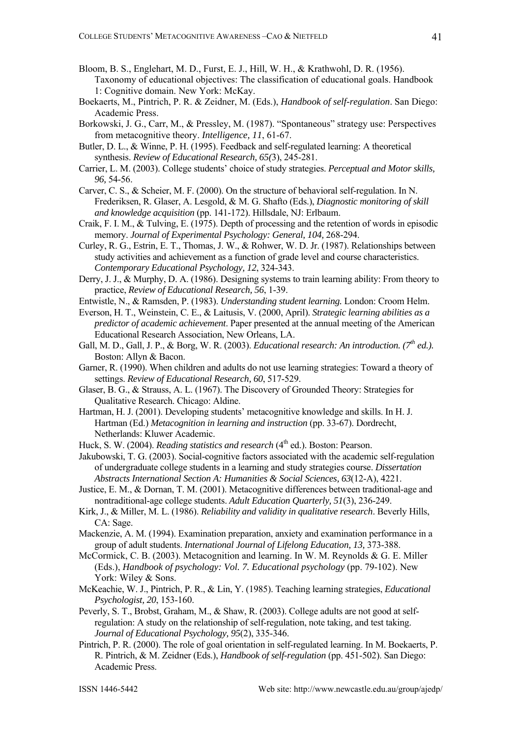Bloom, B. S., Englehart, M. D., Furst, E. J., Hill, W. H., & Krathwohl, D. R. (1956). Taxonomy of educational objectives: The classification of educational goals. Handbook 1: Cognitive domain. New York: McKay.

Boekaerts, M., Pintrich, P. R. & Zeidner, M. (Eds.), *Handbook of self-regulation*. San Diego: Academic Press.

Borkowski, J. G., Carr, M., & Pressley, M. (1987). "Spontaneous" strategy use: Perspectives from metacognitive theory. *Intelligence, 11*, 61-67.

Butler, D. L., & Winne, P. H. (1995). Feedback and self-regulated learning: A theoretical synthesis. *Review of Educational Research, 65(*3), 245-281.

Carrier, L. M. (2003). College students' choice of study strategies. *Perceptual and Motor skills, 96,* 54-56.

Carver, C. S., & Scheier, M. F. (2000). On the structure of behavioral self-regulation. In N. Frederiksen, R. Glaser, A. Lesgold, & M. G. Shafto (Eds.), *Diagnostic monitoring of skill and knowledge acquisition* (pp. 141-172). Hillsdale, NJ: Erlbaum.

Craik, F. I. M., & Tulving, E. (1975). Depth of processing and the retention of words in episodic memory. *Journal of Experimental Psychology: General, 104,* 268-294.

Curley, R. G., Estrin, E. T., Thomas, J. W., & Rohwer, W. D. Jr. (1987). Relationships between study activities and achievement as a function of grade level and course characteristics. *Contemporary Educational Psychology, 12*, 324-343.

Derry, J. J., & Murphy, D. A. (1986). Designing systems to train learning ability: From theory to practice, *Review of Educational Research, 56*, 1-39.

Entwistle, N., & Ramsden, P. (1983). *Understanding student learning.* London: Croom Helm.

Everson, H. T., Weinstein, C. E., & Laitusis, V. (2000, April). *Strategic learning abilities as a predictor of academic achievement*. Paper presented at the annual meeting of the American Educational Research Association, New Orleans, LA.

Gall, M. D., Gall, J. P., & Borg, W. R. (2003). *Educational research: An introduction. (7th ed.).* Boston: Allyn & Bacon.

Garner, R. (1990). When children and adults do not use learning strategies: Toward a theory of settings. *Review of Educational Research, 60*, 517-529.

Glaser, B. G., & Strauss, A. L. (1967). The Discovery of Grounded Theory: Strategies for Qualitative Research. Chicago: Aldine.

Hartman, H. J. (2001). Developing students' metacognitive knowledge and skills. In H. J. Hartman (Ed.) *Metacognition in learning and instruction* (pp. 33-67). Dordrecht, Netherlands: Kluwer Academic.

Huck, S. W. (2004). *Reading statistics and research* (4th ed.). Boston: Pearson.

Jakubowski, T. G. (2003). Social-cognitive factors associated with the academic self-regulation of undergraduate college students in a learning and study strategies course. *Dissertation Abstracts International Section A: Humanities & Social Sciences, 63*(12-A), 4221.

Justice, E. M., & Dornan, T. M. (2001). Metacognitive differences between traditional-age and nontraditional-age college students. *Adult Education Quarterly, 51*(3), 236-249.

Kirk, J., & Miller, M. L. (1986). *Reliability and validity in qualitative research*. Beverly Hills, CA: Sage.

Mackenzie, A. M. (1994). Examination preparation, anxiety and examination performance in a group of adult students. *International Journal of Lifelong Education, 13,* 373-388.

McCormick, C. B. (2003). Metacognition and learning. In W. M. Reynolds & G. E. Miller (Eds.), *Handbook of psychology: Vol. 7. Educational psychology* (pp. 79-102). New York: Wiley & Sons.

McKeachie, W. J., Pintrich, P. R., & Lin, Y. (1985). Teaching learning strategies, *Educational Psychologist, 20*, 153-160.

Peverly, S. T., Brobst, Graham, M., & Shaw, R. (2003). College adults are not good at self-regulation: A study on the relationship of self-regulation, note taking, and test taking. *Journal of Educational Psychology, 95*(2), 335-346.

Pintrich, P. R. (2000). The role of goal orientation in self-regulated learning. In M. Boekaerts, P. R. Pintrich, & M. Zeidner (Eds.), *Handbook of self-regulation* (pp. 451-502). San Diego: Academic Press.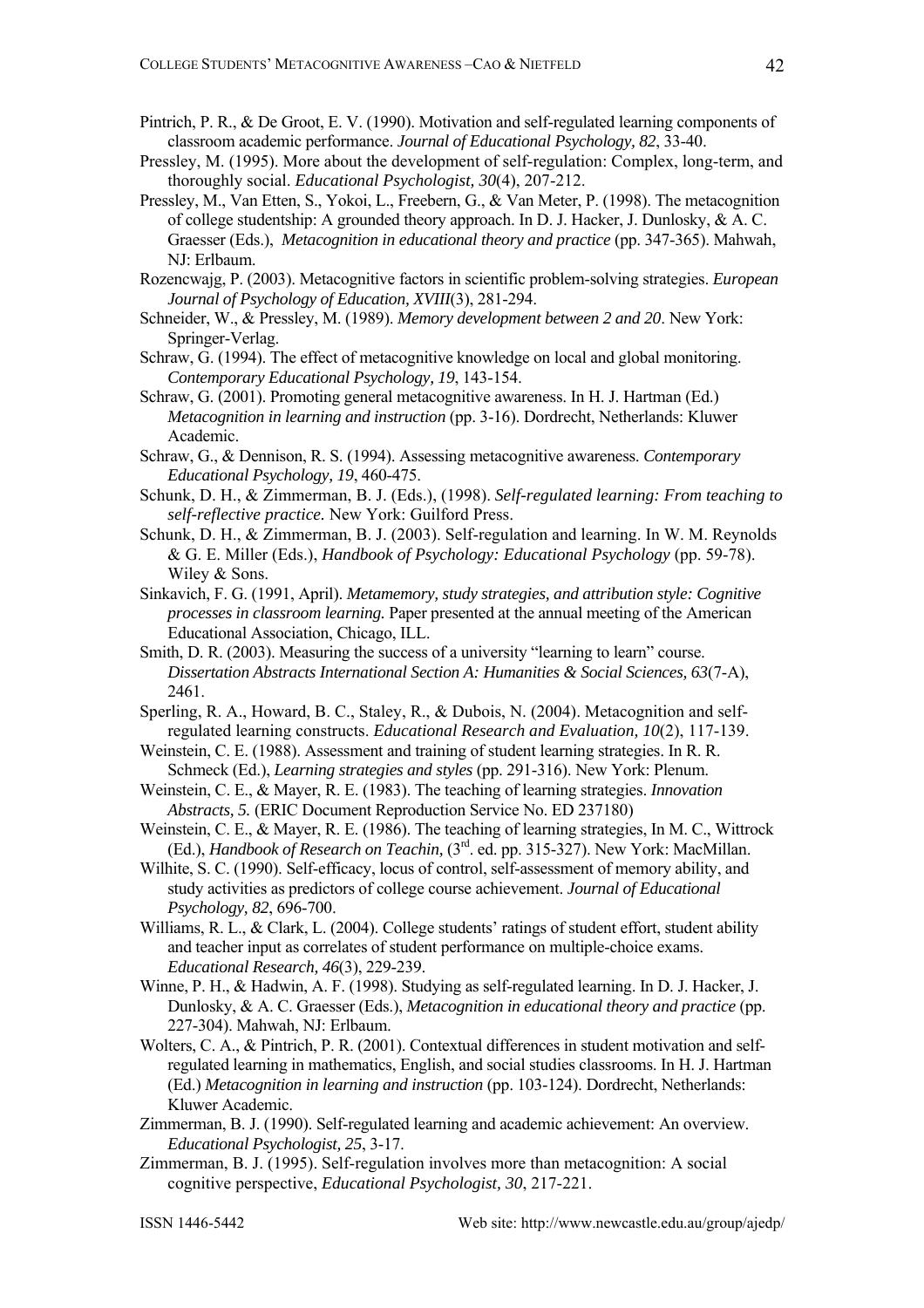Pintrich, P. R., & De Groot, E. V. (1990). Motivation and self-regulated learning components of classroom academic performance. *Journal of Educational Psychology, 82*, 33-40.

Pressley, M. (1995). More about the development of self-regulation: Complex, long-term, and thoroughly social. *Educational Psychologist, 30*(4), 207-212.

Pressley, M., Van Etten, S., Yokoi, L., Freebern, G., & Van Meter, P. (1998). The metacognition of college studentship: A grounded theory approach. In D. J. Hacker, J. Dunlosky, & A. C. Graesser (Eds.), *Metacognition in educational theory and practice* (pp. 347-365). Mahwah, NJ: Erlbaum.

Rozencwajg, P. (2003). Metacognitive factors in scientific problem-solving strategies. *European Journal of Psychology of Education, XVIII*(3), 281-294.

Schneider, W., & Pressley, M. (1989). *Memory development between 2 and 20*. New York: Springer-Verlag.

Schraw, G. (1994). The effect of metacognitive knowledge on local and global monitoring. *Contemporary Educational Psychology, 19*, 143-154.

Schraw, G. (2001). Promoting general metacognitive awareness. In H. J. Hartman (Ed.) *Metacognition in learning and instruction* (pp. 3-16). Dordrecht, Netherlands: Kluwer Academic.

Schraw, G., & Dennison, R. S. (1994). Assessing metacognitive awareness. *Contemporary Educational Psychology, 19*, 460-475.

Schunk, D. H., & Zimmerman, B. J. (Eds.), (1998). *Self-regulated learning: From teaching to self-reflective practice.* New York: Guilford Press.

Schunk, D. H., & Zimmerman, B. J. (2003). Self-regulation and learning. In W. M. Reynolds & G. E. Miller (Eds.), *Handbook of Psychology: Educational Psychology* (pp. 59-78). Wiley & Sons.

Sinkavich, F. G. (1991, April). *Metamemory, study strategies, and attribution style: Cognitive processes in classroom learning.* Paper presented at the annual meeting of the American Educational Association, Chicago, ILL.

Smith, D. R. (2003). Measuring the success of a university "learning to learn" course. *Dissertation Abstracts International Section A: Humanities & Social Sciences, 63*(7-A), 2461.

Sperling, R. A., Howard, B. C., Staley, R., & Dubois, N. (2004). Metacognition and self-regulated learning constructs. *Educational Research and Evaluation, 10*(2), 117-139.

Weinstein, C. E. (1988). Assessment and training of student learning strategies. In R. R. Schmeck (Ed.), *Learning strategies and styles* (pp. 291-316). New York: Plenum.

Weinstein, C. E., & Mayer, R. E. (1983). The teaching of learning strategies. *Innovation Abstracts, 5.* (ERIC Document Reproduction Service No. ED 237180)

Weinstein, C. E., & Mayer, R. E. (1986). The teaching of learning strategies, In M. C., Wittrock (Ed.), *Handbook of Research on Teachin,* (3rd. ed. pp. 315-327). New York: MacMillan.

Wilhite, S. C. (1990). Self-efficacy, locus of control, self-assessment of memory ability, and study activities as predictors of college course achievement. *Journal of Educational Psychology, 82*, 696-700.

Williams, R. L., & Clark, L. (2004). College students' ratings of student effort, student ability and teacher input as correlates of student performance on multiple-choice exams. *Educational Research, 46*(3), 229-239.

Winne, P. H., & Hadwin, A. F. (1998). Studying as self-regulated learning. In D. J. Hacker, J. Dunlosky, & A. C. Graesser (Eds.), *Metacognition in educational theory and practice* (pp. 227-304). Mahwah, NJ: Erlbaum.

Wolters, C. A., & Pintrich, P. R. (2001). Contextual differences in student motivation and self-regulated learning in mathematics, English, and social studies classrooms. In H. J. Hartman (Ed.) *Metacognition in learning and instruction* (pp. 103-124). Dordrecht, Netherlands: Kluwer Academic.

Zimmerman, B. J. (1990). Self-regulated learning and academic achievement: An overview. *Educational Psychologist, 25*, 3-17.

Zimmerman, B. J. (1995). Self-regulation involves more than metacognition: A social cognitive perspective, *Educational Psychologist, 30*, 217-221.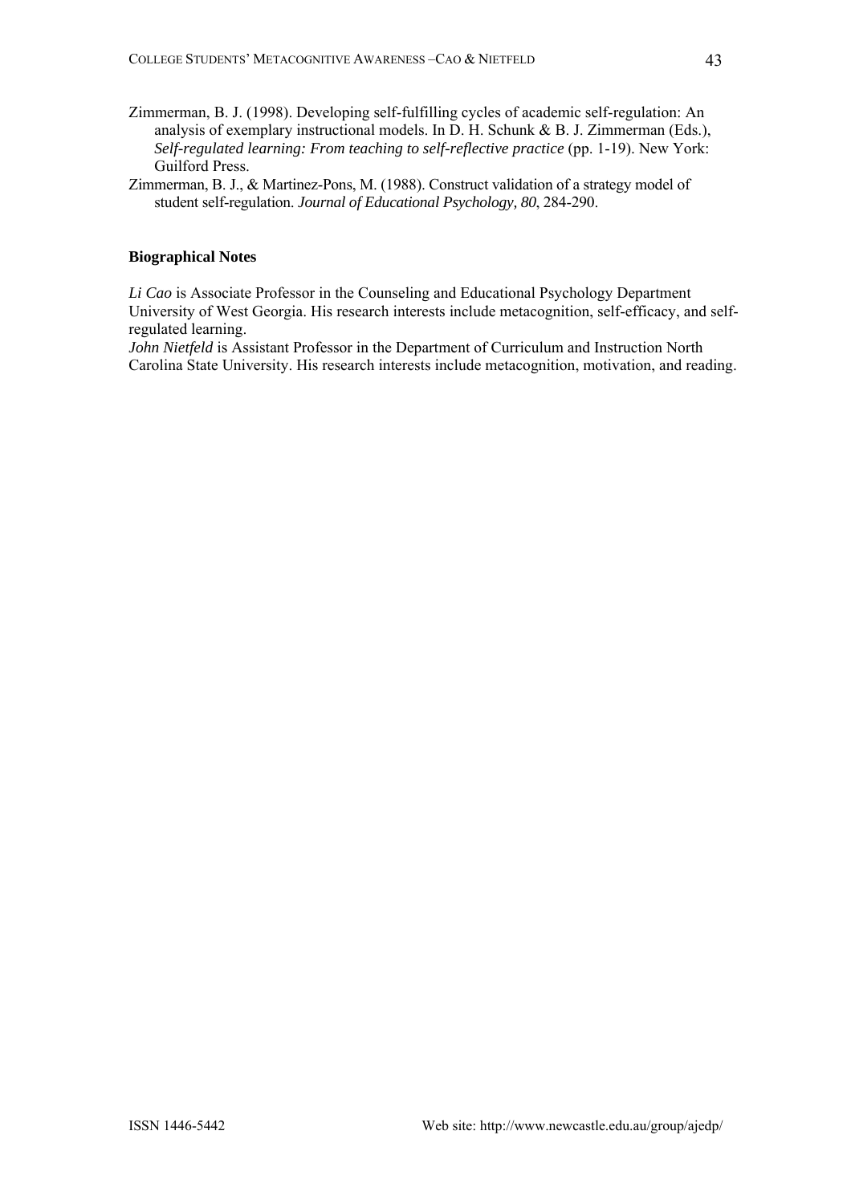Zimmerman, B. J. (1998). Developing self-fulfilling cycles of academic self-regulation: An analysis of exemplary instructional models. In D. H. Schunk & B. J. Zimmerman (Eds.), *Self-regulated learning: From teaching to self-reflective practice* (pp. 1-19). New York: Guilford Press.

Zimmerman, B. J., & Martinez-Pons, M. (1988). Construct validation of a strategy model of student self-regulation. *Journal of Educational Psychology, 80*, 284-290.

**Biographical Notes**

*Li Cao* is Associate Professor in the Counseling and Educational Psychology Department University of West Georgia. His research interests include metacognition, self-efficacy, and self-regulated learning.

*John Nietfeld* is Assistant Professor in the Department of Curriculum and Instruction North Carolina State University. His research interests include metacognition, motivation, and reading.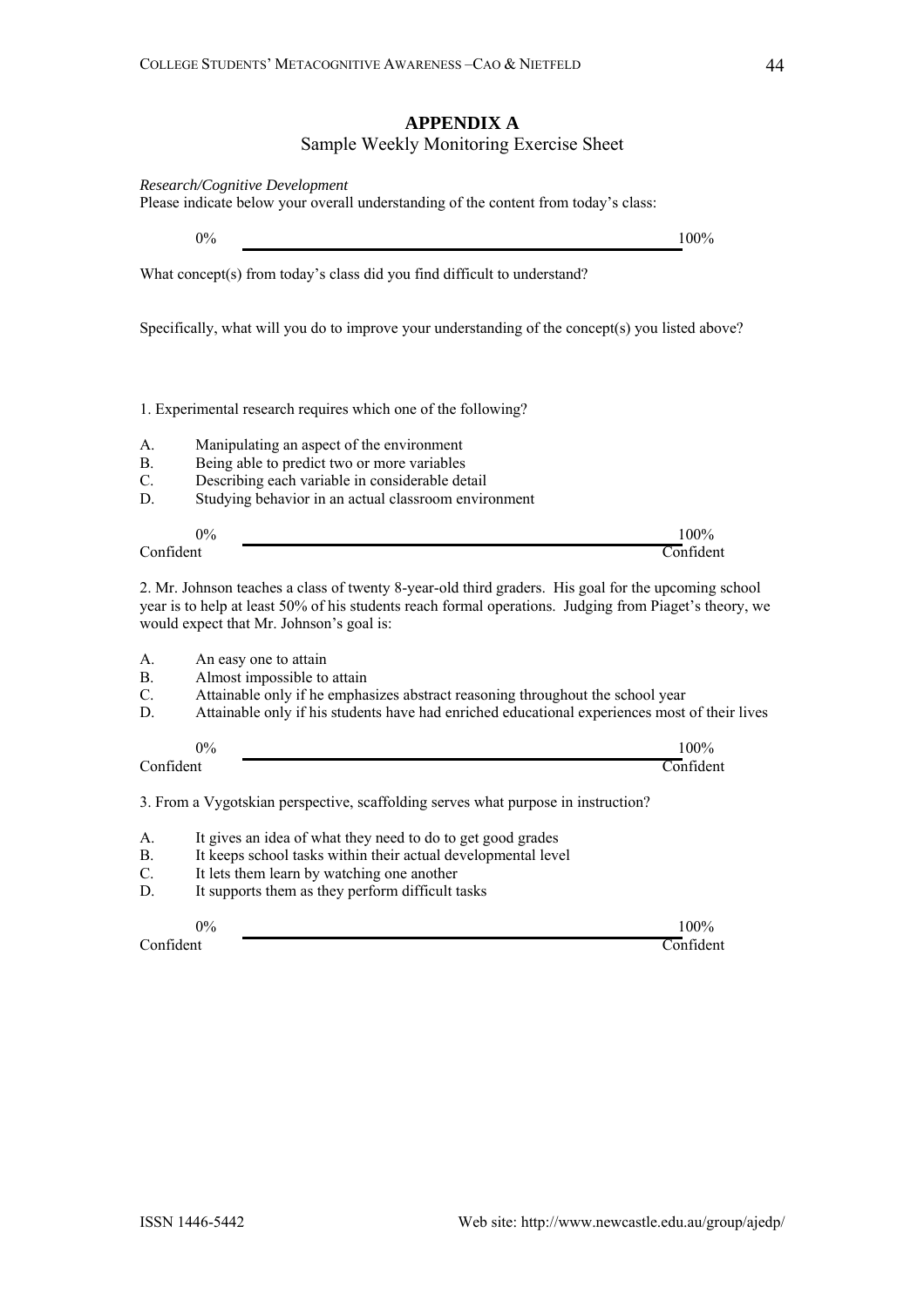## APPENDIX A

Sample Weekly Monitoring Exercise Sheet

*Research/Cognitive Development*

Please indicate below your overall understanding of the content from today's class:

0% \_\_\_\_\_\_\_\_\_\_\_\_\_\_\_\_\_\_\_\_\_\_\_\_\_\_\_\_\_\_\_\_\_\_\_\_\_\_\_\_\_\_\_\_\_\_\_\_ 100%

What concept(s) from today's class did you find difficult to understand?

Specifically, what will you do to improve your understanding of the concept(s) you listed above?

1. Experimental research requires which one of the following?

A. Manipulating an aspect of the environment
B. Being able to predict two or more variables
C. Describing each variable in considerable detail
D. Studying behavior in an actual classroom environment

0% Confident \_\_\_\_\_\_\_\_\_\_\_\_\_\_\_\_\_\_\_\_\_\_\_\_\_\_\_\_\_\_\_\_\_\_\_\_\_\_\_\_\_\_\_\_\_\_\_\_ 100% Confident

2. Mr. Johnson teaches a class of twenty 8-year-old third graders. His goal for the upcoming school year is to help at least 50% of his students reach formal operations. Judging from Piaget's theory, we would expect that Mr. Johnson's goal is:

A. An easy one to attain
B. Almost impossible to attain
C. Attainable only if he emphasizes abstract reasoning throughout the school year
D. Attainable only if his students have had enriched educational experiences most of their lives

0% Confident \_\_\_\_\_\_\_\_\_\_\_\_\_\_\_\_\_\_\_\_\_\_\_\_\_\_\_\_\_\_\_\_\_\_\_\_\_\_\_\_\_\_\_\_\_\_\_\_ 100% Confident

3. From a Vygotskian perspective, scaffolding serves what purpose in instruction?

A. It gives an idea of what they need to do to get good grades
B. It keeps school tasks within their actual developmental level
C. It lets them learn by watching one another
D. It supports them as they perform difficult tasks

0% Confident \_\_\_\_\_\_\_\_\_\_\_\_\_\_\_\_\_\_\_\_\_\_\_\_\_\_\_\_\_\_\_\_\_\_\_\_\_\_\_\_\_\_\_\_\_\_\_\_ 100% Confident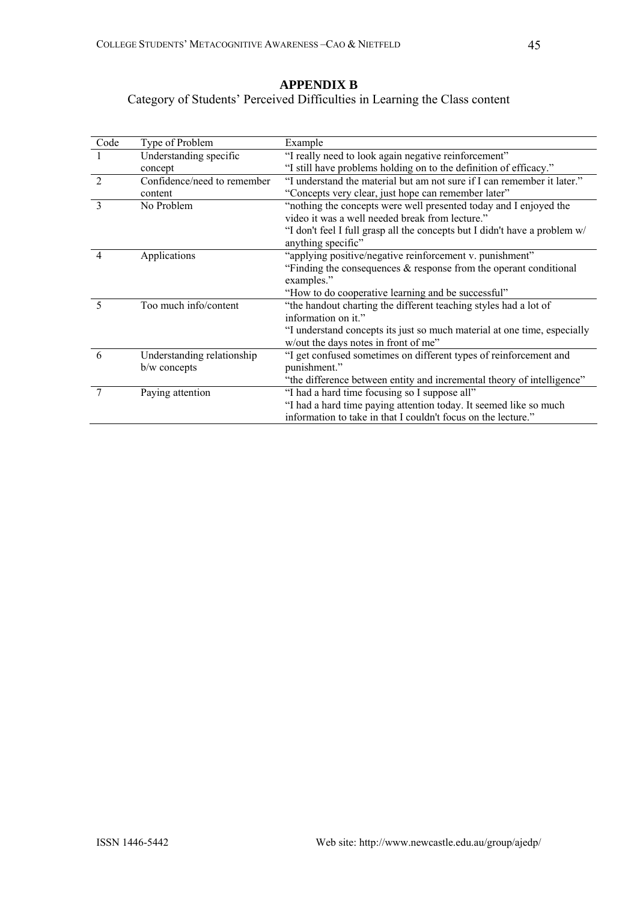## APPENDIX B

Category of Students' Perceived Difficulties in Learning the Class content

| Code | Type of Problem | Example |
|---|---|---|
| 1 | Understanding specific concept | "I really need to look again negative reinforcement"<br>"I still have problems holding on to the definition of efficacy." |
| 2 | Confidence/need to remember content | "I understand the material but am not sure if I can remember it later."<br>"Concepts very clear, just hope can remember later" |
| 3 | No Problem | "nothing the concepts were well presented today and I enjoyed the video it was a well needed break from lecture."<br>"I don't feel I full grasp all the concepts but I didn't have a problem w/ anything specific" |
| 4 | Applications | "applying positive/negative reinforcement v. punishment"<br>"Finding the consequences & response from the operant conditional examples."<br>"How to do cooperative learning and be successful" |
| 5 | Too much info/content | "the handout charting the different teaching styles had a lot of information on it."<br>"I understand concepts its just so much material at one time, especially w/out the days notes in front of me" |
| 6 | Understanding relationship b/w concepts | "I get confused sometimes on different types of reinforcement and punishment."<br>"the difference between entity and incremental theory of intelligence" |
| 7 | Paying attention | "I had a hard time focusing so I suppose all"<br>"I had a hard time paying attention today. It seemed like so much information to take in that I couldn't focus on the lecture." |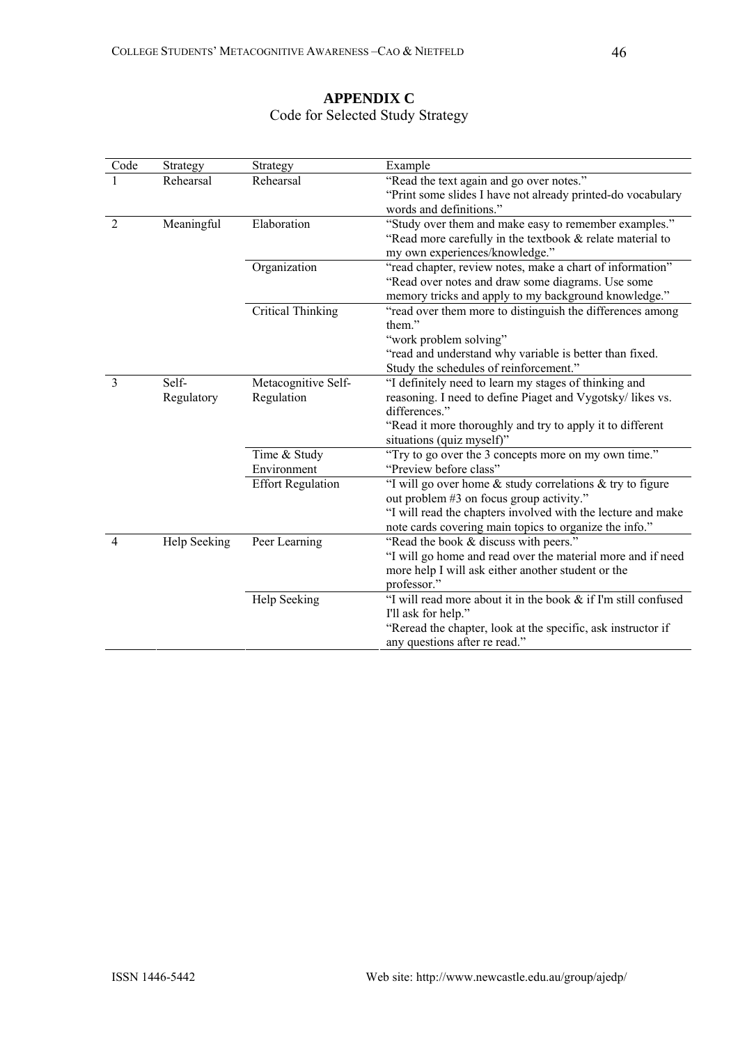## APPENDIX C

Code for Selected Study Strategy

| Code | Strategy | Strategy | Example |
|---|---|---|---|
| 1 | Rehearsal | Rehearsal | "Read the text again and go over notes." "Print some slides I have not already printed-do vocabulary words and definitions." |
| 2 | Meaningful | Elaboration | "Study over them and make easy to remember examples." "Read more carefully in the textbook & relate material to my own experiences/knowledge." |
| | | Organization | "read chapter, review notes, make a chart of information" "Read over notes and draw some diagrams. Use some memory tricks and apply to my background knowledge." |
| | | Critical Thinking | "read over them more to distinguish the differences among them." "work problem solving" "read and understand why variable is better than fixed. Study the schedules of reinforcement." |
| 3 | Self-Regulatory | Metacognitive Self-Regulation | "I definitely need to learn my stages of thinking and reasoning. I need to define Piaget and Vygotsky/ likes vs. differences." "Read it more thoroughly and try to apply it to different situations (quiz myself)" |
| | | Time & Study Environment | "Try to go over the 3 concepts more on my own time." "Preview before class" |
| | | Effort Regulation | "I will go over home & study correlations & try to figure out problem #3 on focus group activity." "I will read the chapters involved with the lecture and make note cards covering main topics to organize the info." |
| 4 | Help Seeking | Peer Learning | "Read the book & discuss with peers." "I will go home and read over the material more and if need more help I will ask either another student or the professor." |
| | | Help Seeking | "I will read more about it in the book & if I'm still confused I'll ask for help." "Reread the chapter, look at the specific, ask instructor if any questions after re read." |